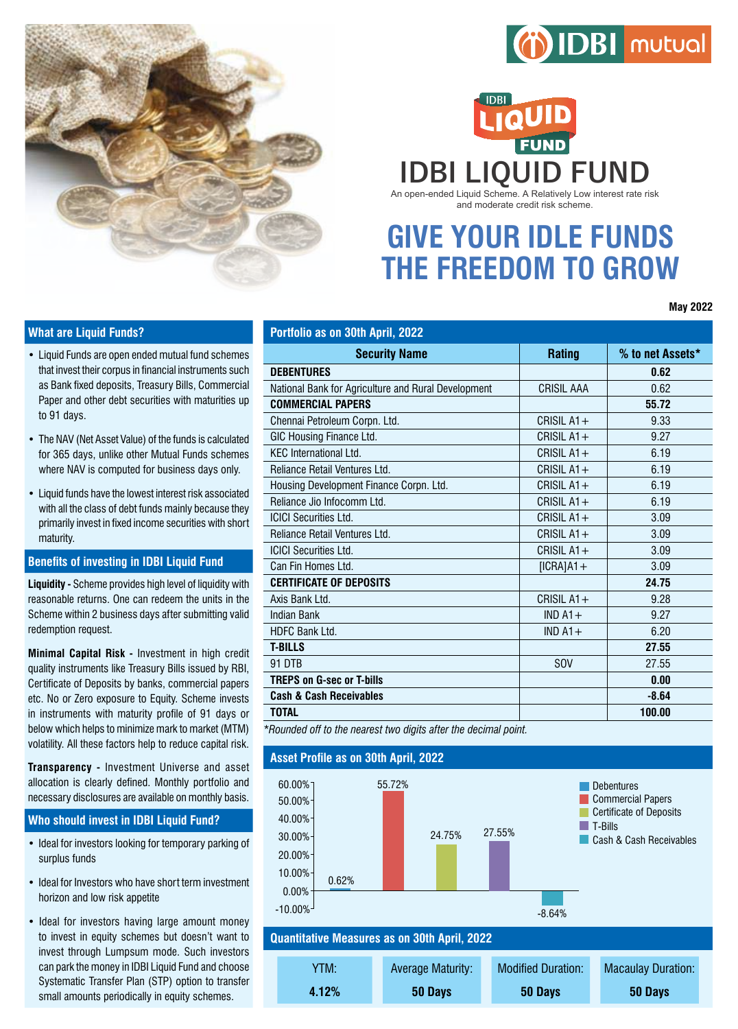IDBI mutual

IDBI LIQUID FUND

# IDBI LIQUID FUND

An open-ended Liquid Scheme. A Relatively Low interest rate risk and moderate credit risk scheme.

# GIVE YOUR IDLE FUNDS THE FREEDOM TO GROW

**May 2022**

## What are Liquid Funds?

- Liquid Funds are open ended mutual fund schemes that invest their corpus in financial instruments such as Bank fixed deposits, Treasury Bills, Commercial Paper and other debt securities with maturities up to 91 days.
- The NAV (Net Asset Value) of the funds is calculated for 365 days, unlike other Mutual Funds schemes where NAV is computed for business days only.
- Liquid funds have the lowest interest risk associated with all the class of debt funds mainly because they primarily invest in fixed income securities with short maturity.

## Benefits of investing in IDBI Liquid Fund

**Liquidity -** Scheme provides high level of liquidity with reasonable returns. One can redeem the units in the Scheme within 2 business days after submitting valid redemption request.

**Minimal Capital Risk -** Investment in high credit quality instruments like Treasury Bills issued by RBI, Certificate of Deposits by banks, commercial papers etc. No or Zero exposure to Equity. Scheme invests in instruments with maturity profile of 91 days or below which helps to minimize mark to market (MTM) volatility. All these factors help to reduce capital risk.

**Transparency -** Investment Universe and asset allocation is clearly defined. Monthly portfolio and necessary disclosures are available on monthly basis.

## Who should invest in IDBI Liquid Fund?

- Ideal for investors looking for temporary parking of surplus funds
- Ideal for Investors who have short term investment horizon and low risk appetite
- Ideal for investors having large amount money to invest in equity schemes but doesn't want to invest through Lumpsum mode. Such investors can park the money in IDBI Liquid Fund and choose Systematic Transfer Plan (STP) option to transfer small amounts periodically in equity schemes.

## Portfolio as on 30th April, 2022

| Security Name | Rating | % to net Assets* |
|---|---|---|
| **DEBENTURES** | | **0.62** |
| National Bank for Agriculture and Rural Development | CRISIL AAA | 0.62 |
| **COMMERCIAL PAPERS** | | **55.72** |
| Chennai Petroleum Corpn. Ltd. | CRISIL A1+ | 9.33 |
| GIC Housing Finance Ltd. | CRISIL A1+ | 9.27 |
| KEC International Ltd. | CRISIL A1+ | 6.19 |
| Reliance Retail Ventures Ltd. | CRISIL A1+ | 6.19 |
| Housing Development Finance Corpn. Ltd. | CRISIL A1+ | 6.19 |
| Reliance Jio Infocomm Ltd. | CRISIL A1+ | 6.19 |
| ICICI Securities Ltd. | CRISIL A1+ | 3.09 |
| Reliance Retail Ventures Ltd. | CRISIL A1+ | 3.09 |
| ICICI Securities Ltd. | CRISIL A1+ | 3.09 |
| Can Fin Homes Ltd. | [ICRA]A1+ | 3.09 |
| **CERTIFICATE OF DEPOSITS** | | **24.75** |
| Axis Bank Ltd. | CRISIL A1+ | 9.28 |
| Indian Bank | IND A1+ | 9.27 |
| HDFC Bank Ltd. | IND A1+ | 6.20 |
| **T-BILLS** | | **27.55** |
| 91 DTB | SOV | 27.55 |
| **TREPS on G-sec or T-bills** | | **0.00** |
| **Cash & Cash Receivables** | | **-8.64** |
| **TOTAL** | | **100.00** |

*\*Rounded off to the nearest two digits after the decimal point.*

## Asset Profile as on 30th April, 2022

| Asset | % |
|---|---|
| Debentures | 0.62% |
| Commercial Papers | 55.72% |
| Certificate of Deposits | 24.75% |
| T-Bills | 27.55% |
| Cash & Cash Receivables | -8.64% |

## Quantitative Measures as on 30th April, 2022

| YTM: | Average Maturity: | Modified Duration: | Macaulay Duration: |
|---|---|---|---|
| **4.12%** | **50 Days** | **50 Days** | **50 Days** |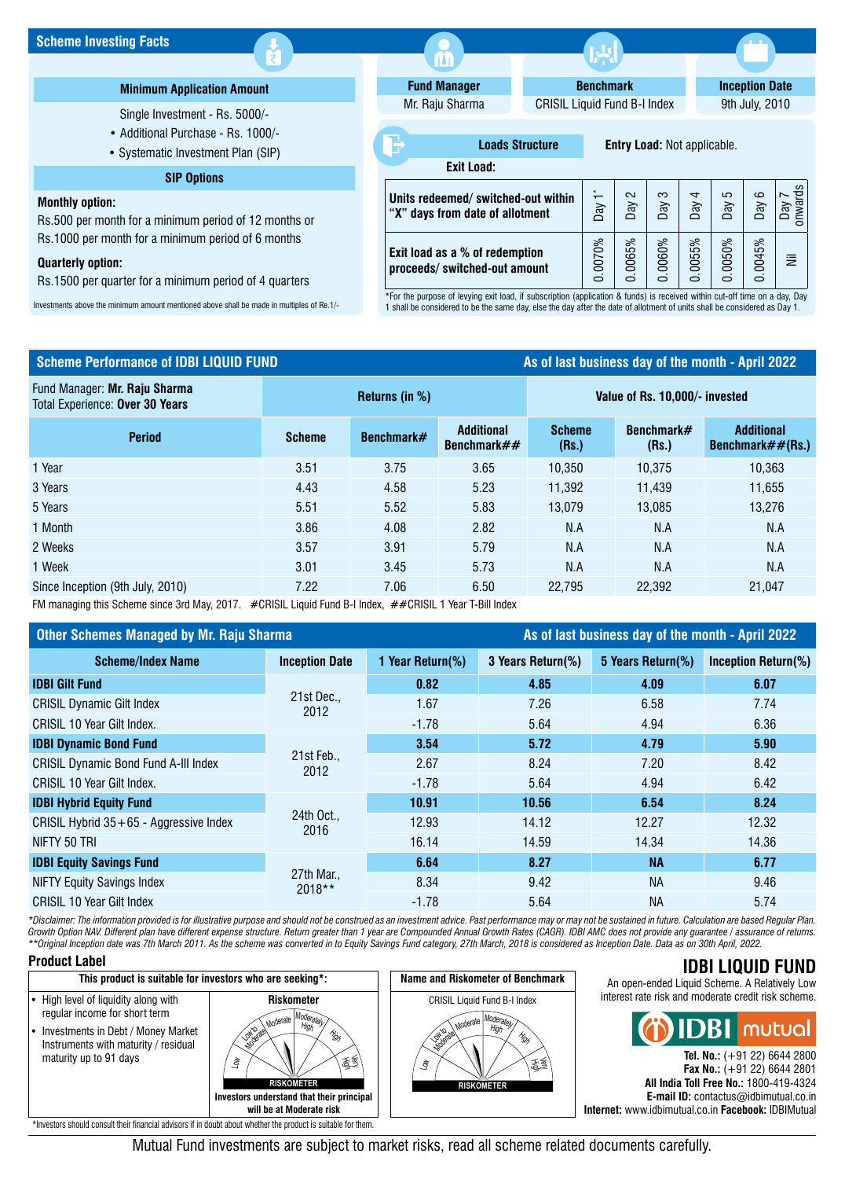## Scheme Investing Facts

### Minimum Application Amount

Single Investment - Rs. 5000/-

- Additional Purchase - Rs. 1000/-
- Systematic Investment Plan (SIP)

### SIP Options

**Monthly option:**

Rs.500 per month for a minimum period of 12 months or Rs.1000 per month for a minimum period of 6 months

**Quarterly option:**

Rs.1500 per quarter for a minimum period of 4 quarters

Investments above the minimum amount mentioned above shall be made in multiples of Re.1/-

| Fund Manager | Benchmark | Inception Date |
|---|---|---|
| Mr. Raju Sharma | CRISIL Liquid Fund B-I Index | 9th July, 2010 |

### Loads Structure

**Entry Load:** Not applicable.

**Exit Load:**

| Units redeemed/ switched-out within "X" days from date of allotment | Day 1* | Day 2 | Day 3 | Day 4 | Day 5 | Day 6 | Day 7 onwards |
|---|---|---|---|---|---|---|---|
| Exit load as a % of redemption proceeds/ switched-out amount | 0.0070% | 0.0065% | 0.0060% | 0.0055% | 0.0050% | 0.0045% | Nil |

*For the purpose of levying exit load, if subscription (application & funds) is received within cut-off time on a day, Day 1 shall be considered to be the same day, else the day after the date of allotment of units shall be considered as Day 1.

## Scheme Performance of IDBI LIQUID FUND

As of last business day of the month - April 2022

Fund Manager: **Mr. Raju Sharma**
Total Experience: **Over 30 Years**

| Period | Returns (in %) | | | Value of Rs. 10,000/- invested | | |
|---|---|---|---|---|---|---|
| | Scheme | Benchmark# | Additional Benchmark## | Scheme (Rs.) | Benchmark# (Rs.) | Additional Benchmark##(Rs.) |
| 1 Year | 3.51 | 3.75 | 3.65 | 10,350 | 10,375 | 10,363 |
| 3 Years | 4.43 | 4.58 | 5.23 | 11,392 | 11,439 | 11,655 |
| 5 Years | 5.51 | 5.52 | 5.83 | 13,079 | 13,085 | 13,276 |
| 1 Month | 3.86 | 4.08 | 2.82 | N.A | N.A | N.A |
| 2 Weeks | 3.57 | 3.91 | 5.79 | N.A | N.A | N.A |
| 1 Week | 3.01 | 3.45 | 5.73 | N.A | N.A | N.A |
| Since Inception (9th July, 2010) | 7.22 | 7.06 | 6.50 | 22,795 | 22,392 | 21,047 |

FM managing this Scheme since 3rd May, 2017. #CRISIL Liquid Fund B-I Index, ##CRISIL 1 Year T-Bill Index

## Other Schemes Managed by Mr. Raju Sharma

As of last business day of the month - April 2022

| Scheme/Index Name | Inception Date | 1 Year Return(%) | 3 Years Return(%) | 5 Years Return(%) | Inception Return(%) |
|---|---|---|---|---|---|
| **IDBI Gilt Fund** | 21st Dec., 2012 | **0.82** | **4.85** | **4.09** | **6.07** |
| CRISIL Dynamic Gilt Index | | 1.67 | 7.26 | 6.58 | 7.74 |
| CRISIL 10 Year Gilt Index. | | -1.78 | 5.64 | 4.94 | 6.36 |
| **IDBI Dynamic Bond Fund** | 21st Feb., 2012 | **3.54** | **5.72** | **4.79** | **5.90** |
| CRISIL Dynamic Bond Fund A-III Index | | 2.67 | 8.24 | 7.20 | 8.42 |
| CRISIL 10 Year Gilt Index. | | -1.78 | 5.64 | 4.94 | 6.42 |
| **IDBI Hybrid Equity Fund** | 24th Oct., 2016 | **10.91** | **10.56** | **6.54** | **8.24** |
| CRISIL Hybrid 35+65 - Aggressive Index | | 12.93 | 14.12 | 12.27 | 12.32 |
| NIFTY 50 TRI | | 16.14 | 14.59 | 14.34 | 14.36 |
| **IDBI Equity Savings Fund** | 27th Mar., 2018** | **6.64** | **8.27** | **NA** | **6.77** |
| NIFTY Equity Savings Index | | 8.34 | 9.42 | NA | 9.46 |
| CRISIL 10 Year Gilt Index | | -1.78 | 5.64 | NA | 5.74 |

*\*Disclaimer: The information provided is for illustrative purpose and should not be construed as an investment advice. Past performance may or may not be sustained in future. Calculation are based Regular Plan. Growth Option NAV. Different plan have different expense structure. Return greater than 1 year are Compounded Annual Growth Rates (CAGR). IDBI AMC does not provide any guarantee / assurance of returns. \*\*Original Inception date was 7th March 2011. As the scheme was converted in to Equity Savings Fund category, 27th March, 2018 is considered as Inception Date. Data as on 30th April, 2022.*

## Product Label

**This product is suitable for investors who are seeking*:**

- High level of liquidity along with regular income for short term
- Investments in Debt / Money Market Instruments with maturity / residual maturity up to 91 days

Riskometer

Low, Low to Moderate, Moderate, Moderately High, High, Very High

RISKOMETER

Investors understand that their principal will be at Moderate risk

**Name and Riskometer of Benchmark**

CRISIL Liquid Fund B-I Index

Low, Low to Moderate, Moderate, Moderately High, High, Very High

RISKOMETER

*Investors should consult their financial advisors if in doubt about whether the product is suitable for them.

## IDBI LIQUID FUND

An open-ended Liquid Scheme. A Relatively Low interest rate risk and moderate credit risk scheme.

IDBI mutual

**Tel. No.:** (+91 22) 6644 2800
**Fax No.:** (+91 22) 6644 2801
**All India Toll Free No.:** 1800-419-4324
**E-mail ID:** contactus@idbimutual.co.in
**Internet:** www.idbimutual.co.in **Facebook:** IDBIMutual

Mutual Fund investments are subject to market risks, read all scheme related documents carefully.